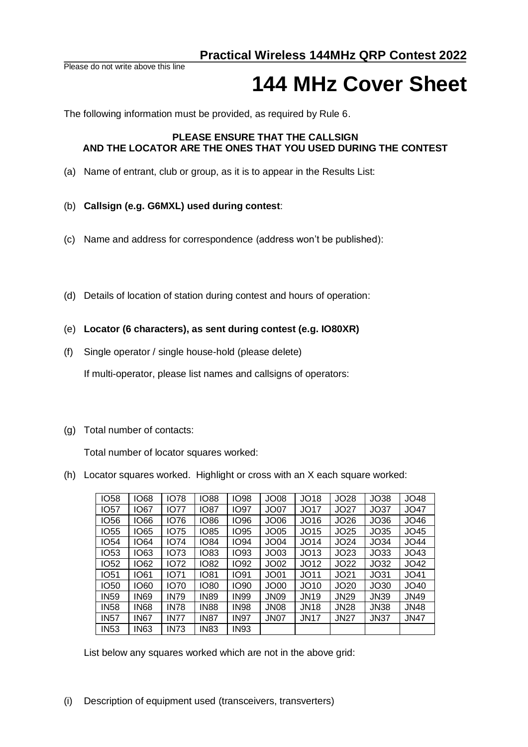## Practical Wireless 144MHz QRP Contest 2022

Please do not write above this line

# 144 MHz Cover Sheet

The following information must be provided, as required by Rule 6.

**PLEASE ENSURE THAT THE CALLSIGN AND THE LOCATOR ARE THE ONES THAT YOU USED DURING THE CONTEST**

(a) Name of entrant, club or group, as it is to appear in the Results List:

(b) **Callsign (e.g. G6MXL) used during contest**:

(c) Name and address for correspondence (address won't be published):

(d) Details of location of station during contest and hours of operation:

(e) **Locator (6 characters), as sent during contest (e.g. IO80XR)**

(f) Single operator / single house-hold (please delete)

If multi-operator, please list names and callsigns of operators:

(g) Total number of contacts:

Total number of locator squares worked:

(h) Locator squares worked. Highlight or cross with an X each square worked:

| | | | | | | | | | |
|---|---|---|---|---|---|---|---|---|---|
| IO58 | IO68 | IO78 | IO88 | IO98 | JO08 | JO18 | JO28 | JO38 | JO48 |
| IO57 | IO67 | IO77 | IO87 | IO97 | JO07 | JO17 | JO27 | JO37 | JO47 |
| IO56 | IO66 | IO76 | IO86 | IO96 | JO06 | JO16 | JO26 | JO36 | JO46 |
| IO55 | IO65 | IO75 | IO85 | IO95 | JO05 | JO15 | JO25 | JO35 | JO45 |
| IO54 | IO64 | IO74 | IO84 | IO94 | JO04 | JO14 | JO24 | JO34 | JO44 |
| IO53 | IO63 | IO73 | IO83 | IO93 | JO03 | JO13 | JO23 | JO33 | JO43 |
| IO52 | IO62 | IO72 | IO82 | IO92 | JO02 | JO12 | JO22 | JO32 | JO42 |
| IO51 | IO61 | IO71 | IO81 | IO91 | JO01 | JO11 | JO21 | JO31 | JO41 |
| IO50 | IO60 | IO70 | IO80 | IO90 | JO00 | JO10 | JO20 | JO30 | JO40 |
| IN59 | IN69 | IN79 | IN89 | IN99 | JN09 | JN19 | JN29 | JN39 | JN49 |
| IN58 | IN68 | IN78 | IN88 | IN98 | JN08 | JN18 | JN28 | JN38 | JN48 |
| IN57 | IN67 | IN77 | IN87 | IN97 | JN07 | JN17 | JN27 | JN37 | JN47 |
| IN53 | IN63 | IN73 | IN83 | IN93 | | | | | |

List below any squares worked which are not in the above grid:

(i) Description of equipment used (transceivers, transverters)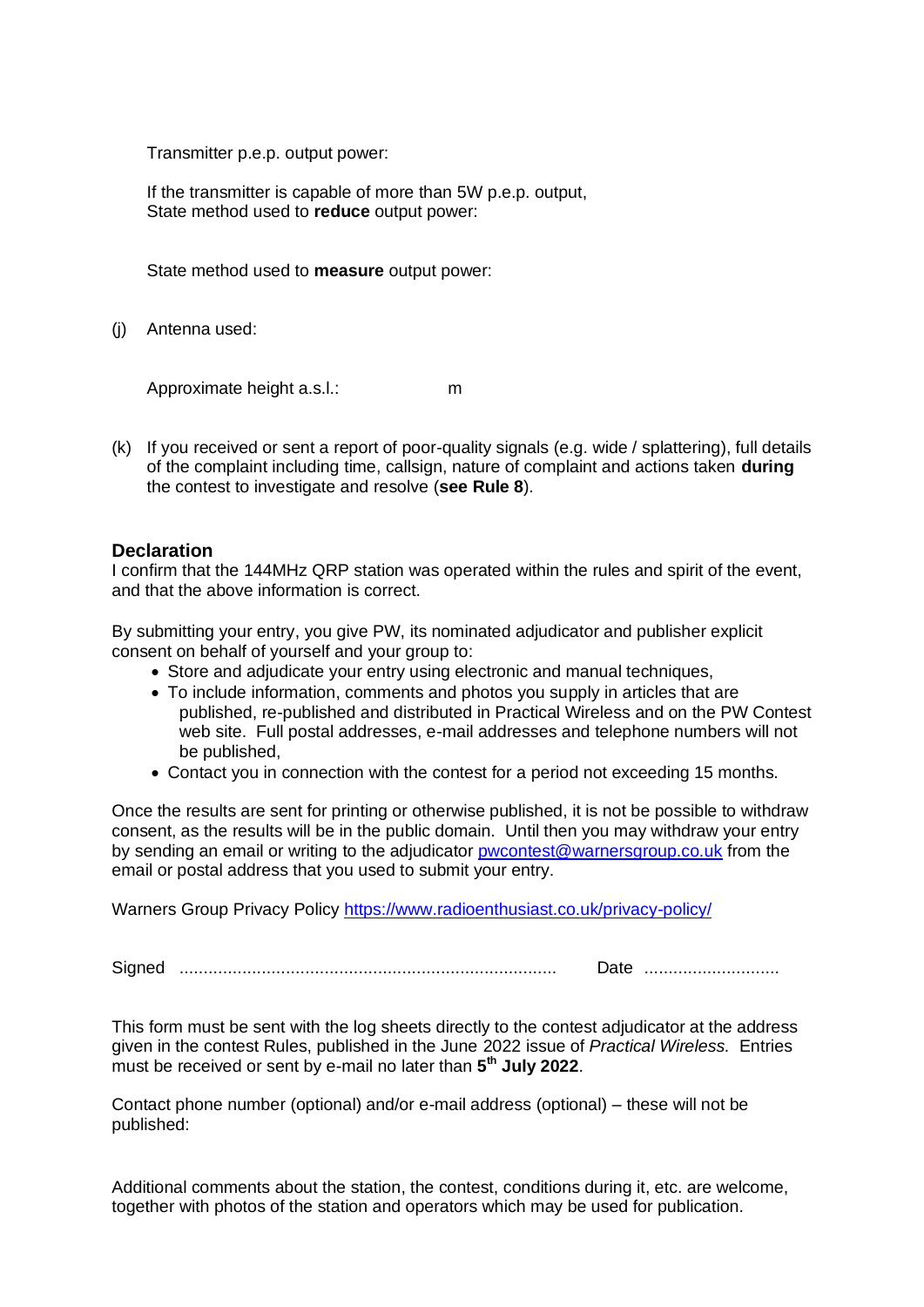Transmitter p.e.p. output power:

If the transmitter is capable of more than 5W p.e.p. output,
State method used to **reduce** output power:

State method used to **measure** output power:

(j) Antenna used:

Approximate height a.s.l.: m

(k) If you received or sent a report of poor-quality signals (e.g. wide / splattering), full details of the complaint including time, callsign, nature of complaint and actions taken **during** the contest to investigate and resolve (**see Rule 8**).

## Declaration

I confirm that the 144MHz QRP station was operated within the rules and spirit of the event, and that the above information is correct.

By submitting your entry, you give PW, its nominated adjudicator and publisher explicit consent on behalf of yourself and your group to:

- Store and adjudicate your entry using electronic and manual techniques,
- To include information, comments and photos you supply in articles that are published, re-published and distributed in Practical Wireless and on the PW Contest web site. Full postal addresses, e-mail addresses and telephone numbers will not be published,
- Contact you in connection with the contest for a period not exceeding 15 months.

Once the results are sent for printing or otherwise published, it is not be possible to withdraw consent, as the results will be in the public domain. Until then you may withdraw your entry by sending an email or writing to the adjudicator pwcontest@warnersgroup.co.uk from the email or postal address that you used to submit your entry.

Warners Group Privacy Policy https://www.radioenthusiast.co.uk/privacy-policy/

Signed .............................................................................. Date ............................

This form must be sent with the log sheets directly to the contest adjudicator at the address given in the contest Rules, published in the June 2022 issue of *Practical Wireless*. Entries must be received or sent by e-mail no later than **5th July 2022**.

Contact phone number (optional) and/or e-mail address (optional) – these will not be published:

Additional comments about the station, the contest, conditions during it, etc. are welcome, together with photos of the station and operators which may be used for publication.